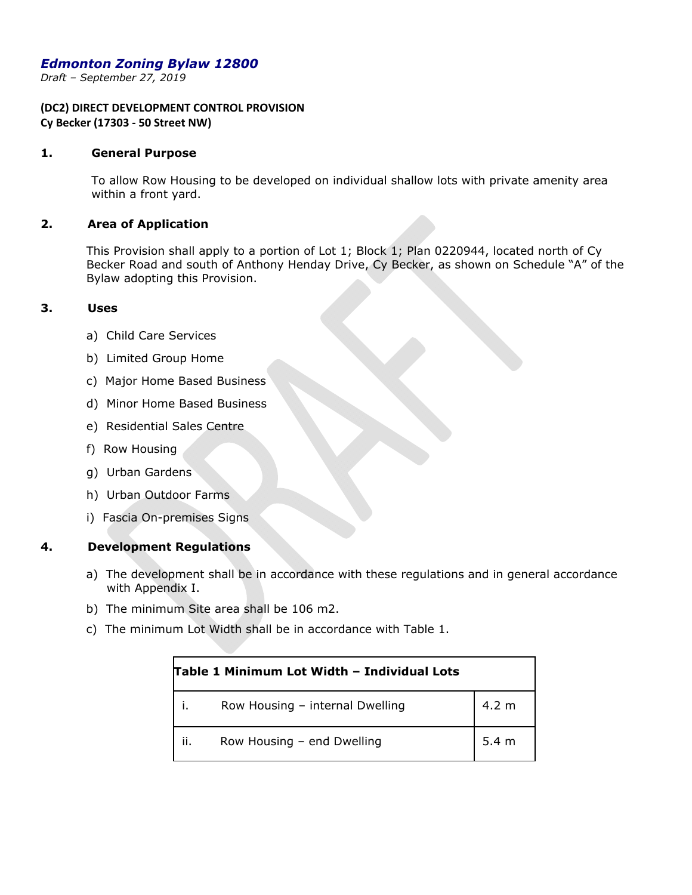# *Edmonton Zoning Bylaw 12800*

*Draft – September 27, 2019*

**(DC2) DIRECT DEVELOPMENT CONTROL PROVISION**
**Cy Becker (17303 - 50 Street NW)**

## 1. General Purpose

To allow Row Housing to be developed on individual shallow lots with private amenity area within a front yard.

## 2. Area of Application

This Provision shall apply to a portion of Lot 1; Block 1; Plan 0220944, located north of Cy Becker Road and south of Anthony Henday Drive, Cy Becker, as shown on Schedule "A" of the Bylaw adopting this Provision.

## 3. Uses

a) Child Care Services

b) Limited Group Home

c) Major Home Based Business

d) Minor Home Based Business

e) Residential Sales Centre

f) Row Housing

g) Urban Gardens

h) Urban Outdoor Farms

i) Fascia On-premises Signs

## 4. Development Regulations

a) The development shall be in accordance with these regulations and in general accordance with Appendix I.

b) The minimum Site area shall be 106 m2.

c) The minimum Lot Width shall be in accordance with Table 1.

| **Table 1 Minimum Lot Width – Individual Lots** | |
|---|---|
| i. Row Housing – internal Dwelling | 4.2 m |
| ii. Row Housing – end Dwelling | 5.4 m |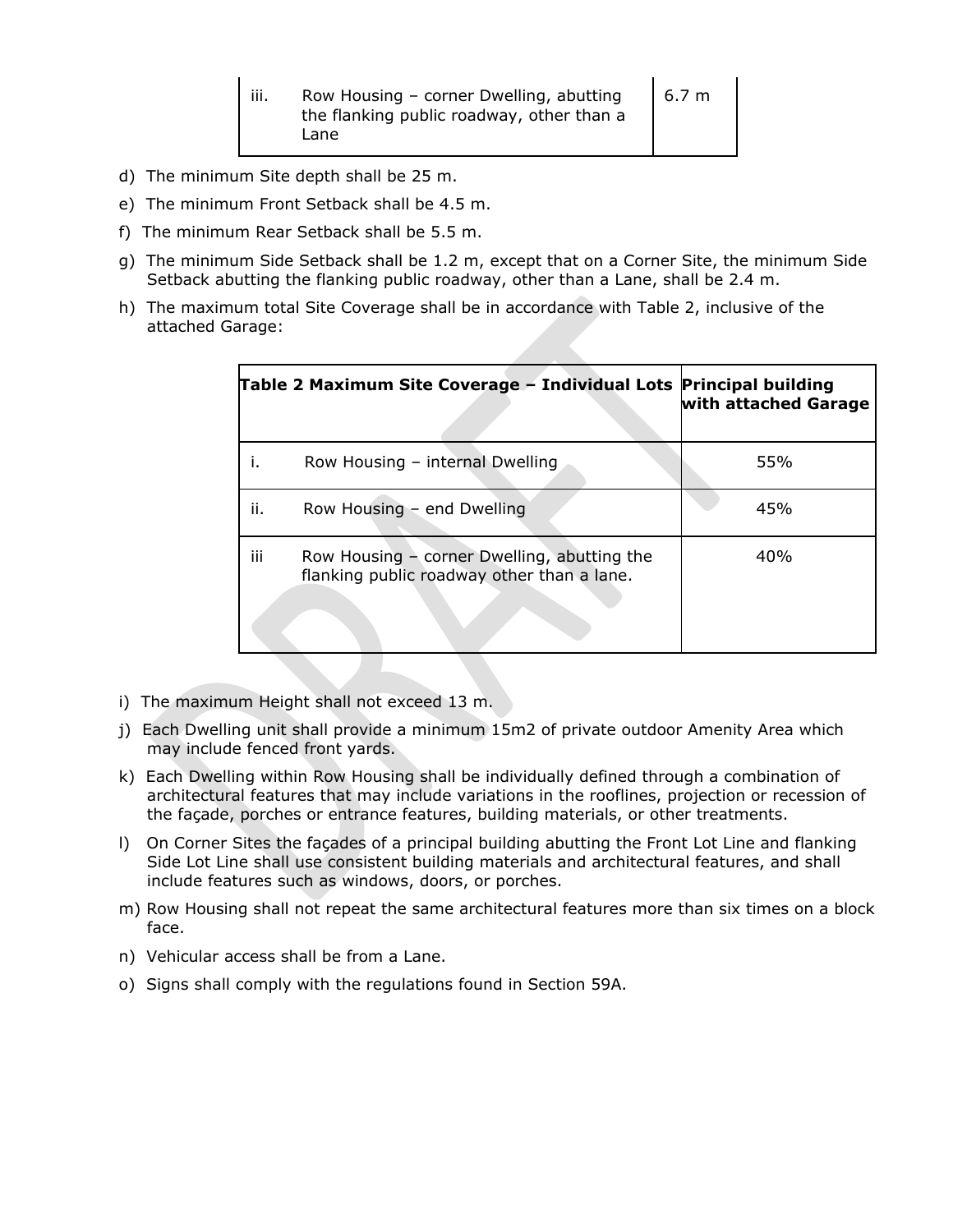| | | |
|---|---|---|
| iii. | Row Housing – corner Dwelling, abutting the flanking public roadway, other than a Lane | 6.7 m |

d) The minimum Site depth shall be 25 m.

e) The minimum Front Setback shall be 4.5 m.

f) The minimum Rear Setback shall be 5.5 m.

g) The minimum Side Setback shall be 1.2 m, except that on a Corner Site, the minimum Side Setback abutting the flanking public roadway, other than a Lane, shall be 2.4 m.

h) The maximum total Site Coverage shall be in accordance with Table 2, inclusive of the attached Garage:

| **Table 2 Maximum Site Coverage – Individual Lots** | | **Principal building with attached Garage** |
|---|---|---|
| i. | Row Housing – internal Dwelling | 55% |
| ii. | Row Housing – end Dwelling | 45% |
| iii | Row Housing – corner Dwelling, abutting the flanking public roadway other than a lane. | 40% |

i) The maximum Height shall not exceed 13 m.

j) Each Dwelling unit shall provide a minimum 15m2 of private outdoor Amenity Area which may include fenced front yards.

k) Each Dwelling within Row Housing shall be individually defined through a combination of architectural features that may include variations in the rooflines, projection or recession of the façade, porches or entrance features, building materials, or other treatments.

l) On Corner Sites the façades of a principal building abutting the Front Lot Line and flanking Side Lot Line shall use consistent building materials and architectural features, and shall include features such as windows, doors, or porches.

m) Row Housing shall not repeat the same architectural features more than six times on a block face.

n) Vehicular access shall be from a Lane.

o) Signs shall comply with the regulations found in Section 59A.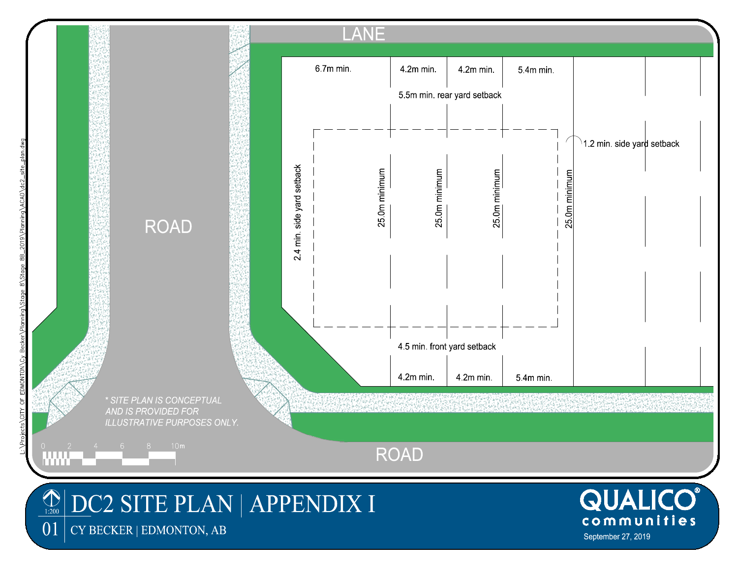LANE

6.7m min.

4.2m min.

4.2m min.

5.4m min.

5.5m min. rear yard setback

1.2 min. side yard setback

2.4 min. side yard setback

25.0m minimum

25.0m minimum

25.0m minimum

25.0m minimum

ROAD

4.5 min. front yard setback

4.2m min.

4.2m min.

5.4m min.

*\* SITE PLAN IS CONCEPTUAL AND IS PROVIDED FOR ILLUSTRATIVE PURPOSES ONLY.*

0 2 4 6 8 10m

ROAD

L:\Projects\CITY OF EDMONTON\Cy Becker\Planning\Stage 8\Stage 8B_2019\Planning\ACAD\dc2_site_plan.dwg

1:200

# DC2 SITE PLAN | APPENDIX I

01

CY BECKER | EDMONTON, AB

QUALICO® communities

September 27, 2019